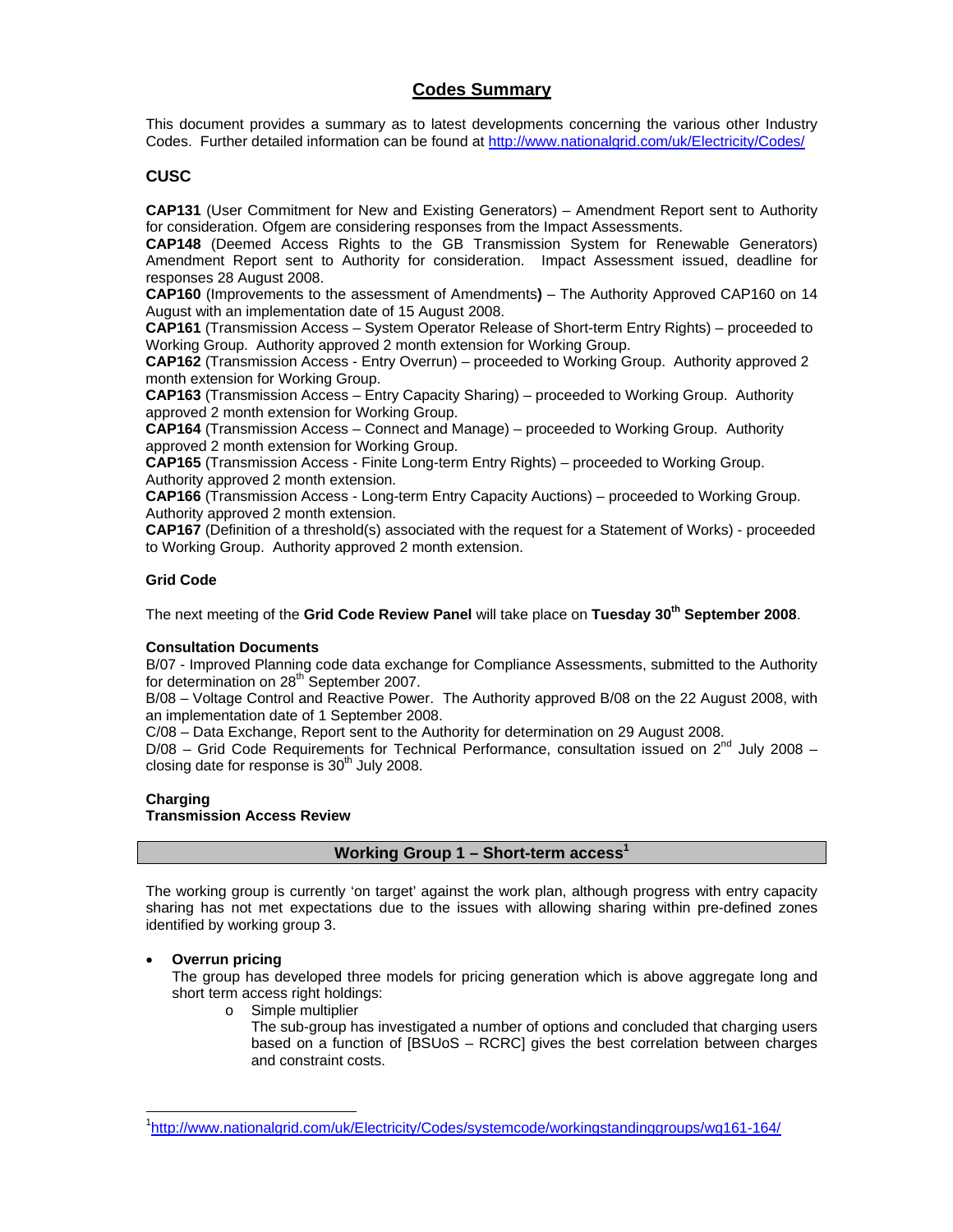# Codes Summary

This document provides a summary as to latest developments concerning the various other Industry Codes. Further detailed information can be found at http://www.nationalgrid.com/uk/Electricity/Codes/

## CUSC

**CAP131** (User Commitment for New and Existing Generators) – Amendment Report sent to Authority for consideration. Ofgem are considering responses from the Impact Assessments.

**CAP148** (Deemed Access Rights to the GB Transmission System for Renewable Generators) Amendment Report sent to Authority for consideration. Impact Assessment issued, deadline for responses 28 August 2008.

**CAP160** (Improvements to the assessment of Amendments**)** – The Authority Approved CAP160 on 14 August with an implementation date of 15 August 2008.

**CAP161** (Transmission Access – System Operator Release of Short-term Entry Rights) – proceeded to Working Group. Authority approved 2 month extension for Working Group.

**CAP162** (Transmission Access - Entry Overrun) – proceeded to Working Group. Authority approved 2 month extension for Working Group.

**CAP163** (Transmission Access – Entry Capacity Sharing) – proceeded to Working Group. Authority approved 2 month extension for Working Group.

**CAP164** (Transmission Access – Connect and Manage) – proceeded to Working Group. Authority approved 2 month extension for Working Group.

**CAP165** (Transmission Access - Finite Long-term Entry Rights) – proceeded to Working Group. Authority approved 2 month extension.

**CAP166** (Transmission Access - Long-term Entry Capacity Auctions) – proceeded to Working Group. Authority approved 2 month extension.

**CAP167** (Definition of a threshold(s) associated with the request for a Statement of Works) - proceeded to Working Group. Authority approved 2 month extension.

### Grid Code

The next meeting of the **Grid Code Review Panel** will take place on **Tuesday 30th September 2008**.

### Consultation Documents

B/07 - Improved Planning code data exchange for Compliance Assessments, submitted to the Authority for determination on 28th September 2007.

B/08 – Voltage Control and Reactive Power. The Authority approved B/08 on the 22 August 2008, with an implementation date of 1 September 2008.

C/08 – Data Exchange, Report sent to the Authority for determination on 29 August 2008.

D/08 – Grid Code Requirements for Technical Performance, consultation issued on 2nd July 2008 – closing date for response is 30th July 2008.

### Charging

### Transmission Access Review

## Working Group 1 – Short-term access[1]

The working group is currently 'on target' against the work plan, although progress with entry capacity sharing has not met expectations due to the issues with allowing sharing within pre-defined zones identified by working group 3.

- **Overrun pricing**
  The group has developed three models for pricing generation which is above aggregate long and short term access right holdings:
  - Simple multiplier
    The sub-group has investigated a number of options and concluded that charging users based on a function of [BSUoS – RCRC] gives the best correlation between charges and constraint costs.

[1] http://www.nationalgrid.com/uk/Electricity/Codes/systemcode/workingstandinggroups/wg161-164/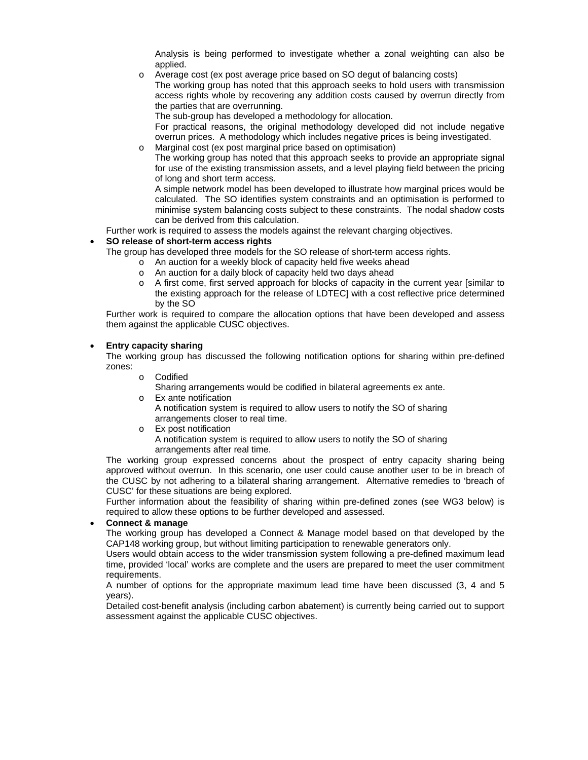Analysis is being performed to investigate whether a zonal weighting can also be applied.

  - Average cost (ex post average price based on SO degut of balancing costs)

    The working group has noted that this approach seeks to hold users with transmission access rights whole by recovering any addition costs caused by overrun directly from the parties that are overrunning.

    The sub-group has developed a methodology for allocation.

    For practical reasons, the original methodology developed did not include negative overrun prices. A methodology which includes negative prices is being investigated.

  - Marginal cost (ex post marginal price based on optimisation)

    The working group has noted that this approach seeks to provide an appropriate signal for use of the existing transmission assets, and a level playing field between the pricing of long and short term access.

    A simple network model has been developed to illustrate how marginal prices would be calculated. The SO identifies system constraints and an optimisation is performed to minimise system balancing costs subject to these constraints. The nodal shadow costs can be derived from this calculation.

  Further work is required to assess the models against the relevant charging objectives.

- **SO release of short-term access rights**

  The group has developed three models for the SO release of short-term access rights.

  - An auction for a weekly block of capacity held five weeks ahead
  - An auction for a daily block of capacity held two days ahead
  - A first come, first served approach for blocks of capacity in the current year [similar to the existing approach for the release of LDTEC] with a cost reflective price determined by the SO

  Further work is required to compare the allocation options that have been developed and assess them against the applicable CUSC objectives.

- **Entry capacity sharing**

  The working group has discussed the following notification options for sharing within pre-defined zones:

  - Codified

    Sharing arrangements would be codified in bilateral agreements ex ante.
  - Ex ante notification

    A notification system is required to allow users to notify the SO of sharing arrangements closer to real time.
  - Ex post notification

    A notification system is required to allow users to notify the SO of sharing arrangements after real time.

  The working group expressed concerns about the prospect of entry capacity sharing being approved without overrun. In this scenario, one user could cause another user to be in breach of the CUSC by not adhering to a bilateral sharing arrangement. Alternative remedies to 'breach of CUSC' for these situations are being explored.

  Further information about the feasibility of sharing within pre-defined zones (see WG3 below) is required to allow these options to be further developed and assessed.

- **Connect & manage**

  The working group has developed a Connect & Manage model based on that developed by the CAP148 working group, but without limiting participation to renewable generators only.

  Users would obtain access to the wider transmission system following a pre-defined maximum lead time, provided 'local' works are complete and the users are prepared to meet the user commitment requirements.

  A number of options for the appropriate maximum lead time have been discussed (3, 4 and 5 years).

  Detailed cost-benefit analysis (including carbon abatement) is currently being carried out to support assessment against the applicable CUSC objectives.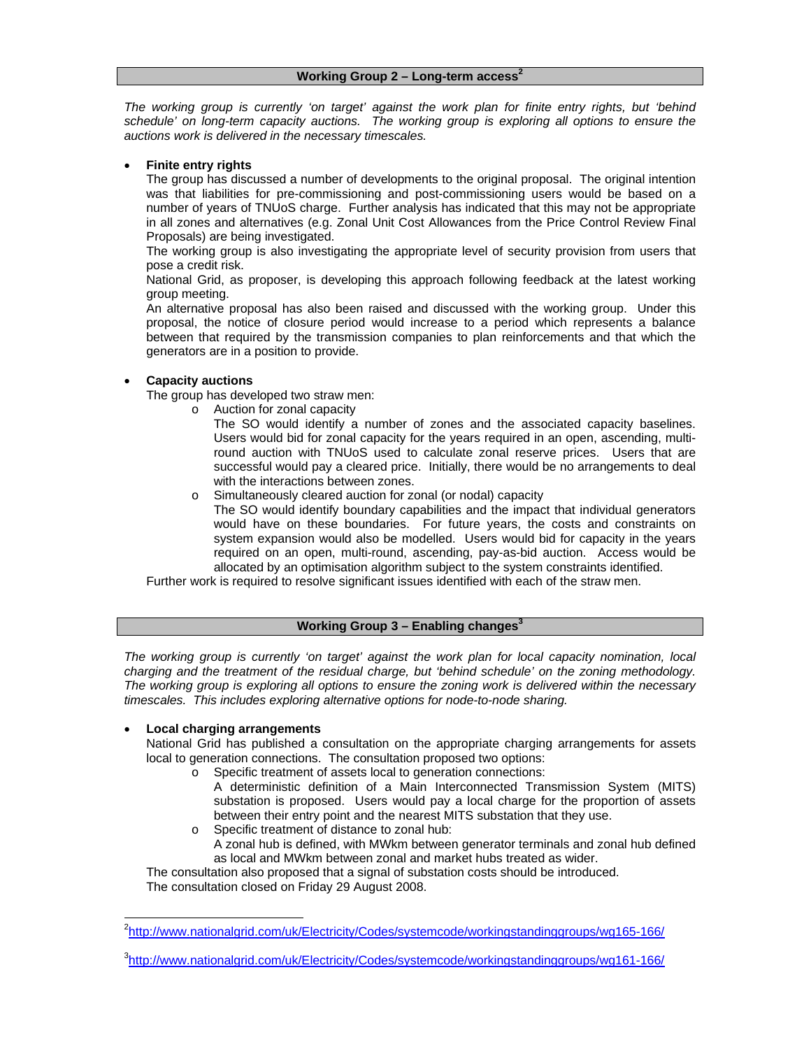## Working Group 2 – Long-term access[2]

*The working group is currently 'on target' against the work plan for finite entry rights, but 'behind schedule' on long-term capacity auctions. The working group is exploring all options to ensure the auctions work is delivered in the necessary timescales.*

- **Finite entry rights**

  The group has discussed a number of developments to the original proposal. The original intention was that liabilities for pre-commissioning and post-commissioning users would be based on a number of years of TNUoS charge. Further analysis has indicated that this may not be appropriate in all zones and alternatives (e.g. Zonal Unit Cost Allowances from the Price Control Review Final Proposals) are being investigated.

  The working group is also investigating the appropriate level of security provision from users that pose a credit risk.

  National Grid, as proposer, is developing this approach following feedback at the latest working group meeting.

  An alternative proposal has also been raised and discussed with the working group. Under this proposal, the notice of closure period would increase to a period which represents a balance between that required by the transmission companies to plan reinforcements and that which the generators are in a position to provide.

- **Capacity auctions**

  The group has developed two straw men:

  - Auction for zonal capacity

    The SO would identify a number of zones and the associated capacity baselines. Users would bid for zonal capacity for the years required in an open, ascending, multi-round auction with TNUoS used to calculate zonal reserve prices. Users that are successful would pay a cleared price. Initially, there would be no arrangements to deal with the interactions between zones.

  - Simultaneously cleared auction for zonal (or nodal) capacity

    The SO would identify boundary capabilities and the impact that individual generators would have on these boundaries. For future years, the costs and constraints on system expansion would also be modelled. Users would bid for capacity in the years required on an open, multi-round, ascending, pay-as-bid auction. Access would be allocated by an optimisation algorithm subject to the system constraints identified.

  Further work is required to resolve significant issues identified with each of the straw men.

## Working Group 3 – Enabling changes[3]

*The working group is currently 'on target' against the work plan for local capacity nomination, local charging and the treatment of the residual charge, but 'behind schedule' on the zoning methodology. The working group is exploring all options to ensure the zoning work is delivered within the necessary timescales. This includes exploring alternative options for node-to-node sharing.*

- **Local charging arrangements**

  National Grid has published a consultation on the appropriate charging arrangements for assets local to generation connections. The consultation proposed two options:

  - Specific treatment of assets local to generation connections:

    A deterministic definition of a Main Interconnected Transmission System (MITS) substation is proposed. Users would pay a local charge for the proportion of assets between their entry point and the nearest MITS substation that they use.

  - Specific treatment of distance to zonal hub:

    A zonal hub is defined, with MWkm between generator terminals and zonal hub defined as local and MWkm between zonal and market hubs treated as wider.

  The consultation also proposed that a signal of substation costs should be introduced.

  The consultation closed on Friday 29 August 2008.

---

[2] http://www.nationalgrid.com/uk/Electricity/Codes/systemcode/workingstandinggroups/wg165-166/

[3] http://www.nationalgrid.com/uk/Electricity/Codes/systemcode/workingstandinggroups/wg161-166/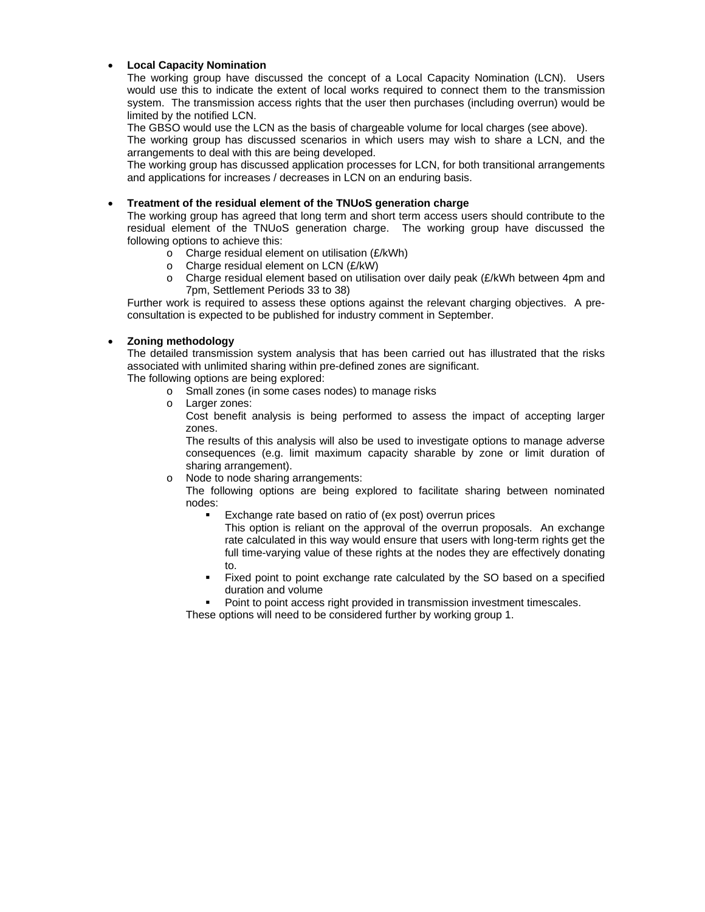- **Local Capacity Nomination**
  The working group have discussed the concept of a Local Capacity Nomination (LCN). Users would use this to indicate the extent of local works required to connect them to the transmission system. The transmission access rights that the user then purchases (including overrun) would be limited by the notified LCN.
  The GBSO would use the LCN as the basis of chargeable volume for local charges (see above).
  The working group has discussed scenarios in which users may wish to share a LCN, and the arrangements to deal with this are being developed.
  The working group has discussed application processes for LCN, for both transitional arrangements and applications for increases / decreases in LCN on an enduring basis.

- **Treatment of the residual element of the TNUoS generation charge**
  The working group has agreed that long term and short term access users should contribute to the residual element of the TNUoS generation charge. The working group have discussed the following options to achieve this:
  - Charge residual element on utilisation (£/kWh)
  - Charge residual element on LCN (£/kW)
  - Charge residual element based on utilisation over daily peak (£/kWh between 4pm and 7pm, Settlement Periods 33 to 38)

  Further work is required to assess these options against the relevant charging objectives. A pre-consultation is expected to be published for industry comment in September.

- **Zoning methodology**
  The detailed transmission system analysis that has been carried out has illustrated that the risks associated with unlimited sharing within pre-defined zones are significant.
  The following options are being explored:
  - Small zones (in some cases nodes) to manage risks
  - Larger zones:
    Cost benefit analysis is being performed to assess the impact of accepting larger zones.
    The results of this analysis will also be used to investigate options to manage adverse consequences (e.g. limit maximum capacity sharable by zone or limit duration of sharing arrangement).
  - Node to node sharing arrangements:
    The following options are being explored to facilitate sharing between nominated nodes:
    - Exchange rate based on ratio of (ex post) overrun prices
      This option is reliant on the approval of the overrun proposals. An exchange rate calculated in this way would ensure that users with long-term rights get the full time-varying value of these rights at the nodes they are effectively donating to.
    - Fixed point to point exchange rate calculated by the SO based on a specified duration and volume
    - Point to point access right provided in transmission investment timescales.

    These options will need to be considered further by working group 1.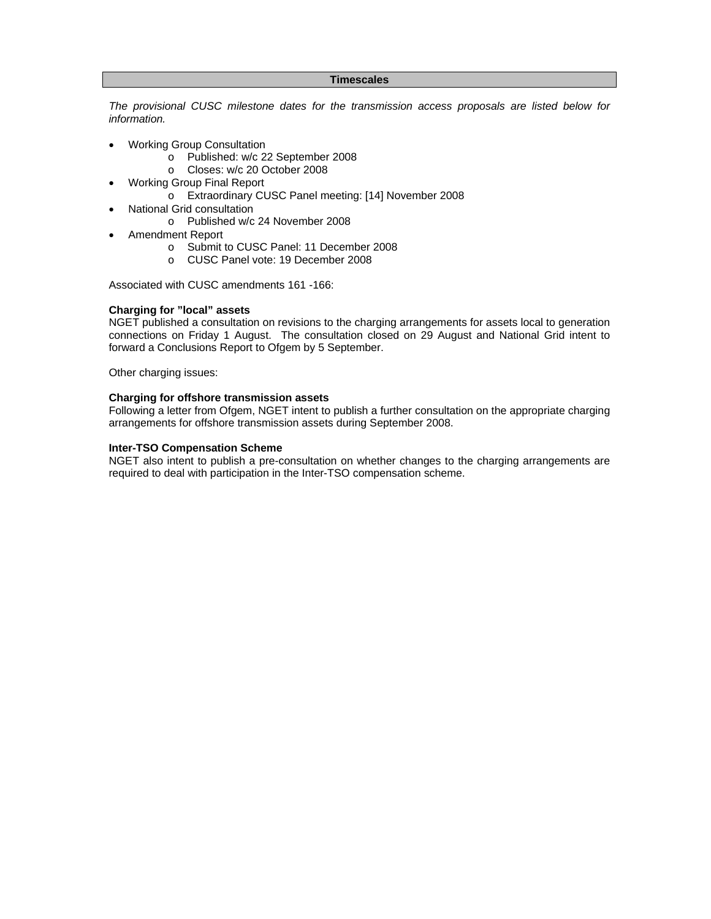## Timescales

*The provisional CUSC milestone dates for the transmission access proposals are listed below for information.*

- Working Group Consultation
  - Published: w/c 22 September 2008
  - Closes: w/c 20 October 2008
- Working Group Final Report
  - Extraordinary CUSC Panel meeting: [14] November 2008
- National Grid consultation
  - Published w/c 24 November 2008
- Amendment Report
  - Submit to CUSC Panel: 11 December 2008
  - CUSC Panel vote: 19 December 2008

Associated with CUSC amendments 161 -166:

**Charging for "local" assets**
NGET published a consultation on revisions to the charging arrangements for assets local to generation connections on Friday 1 August. The consultation closed on 29 August and National Grid intent to forward a Conclusions Report to Ofgem by 5 September.

Other charging issues:

**Charging for offshore transmission assets**
Following a letter from Ofgem, NGET intent to publish a further consultation on the appropriate charging arrangements for offshore transmission assets during September 2008.

**Inter-TSO Compensation Scheme**
NGET also intent to publish a pre-consultation on whether changes to the charging arrangements are required to deal with participation in the Inter-TSO compensation scheme.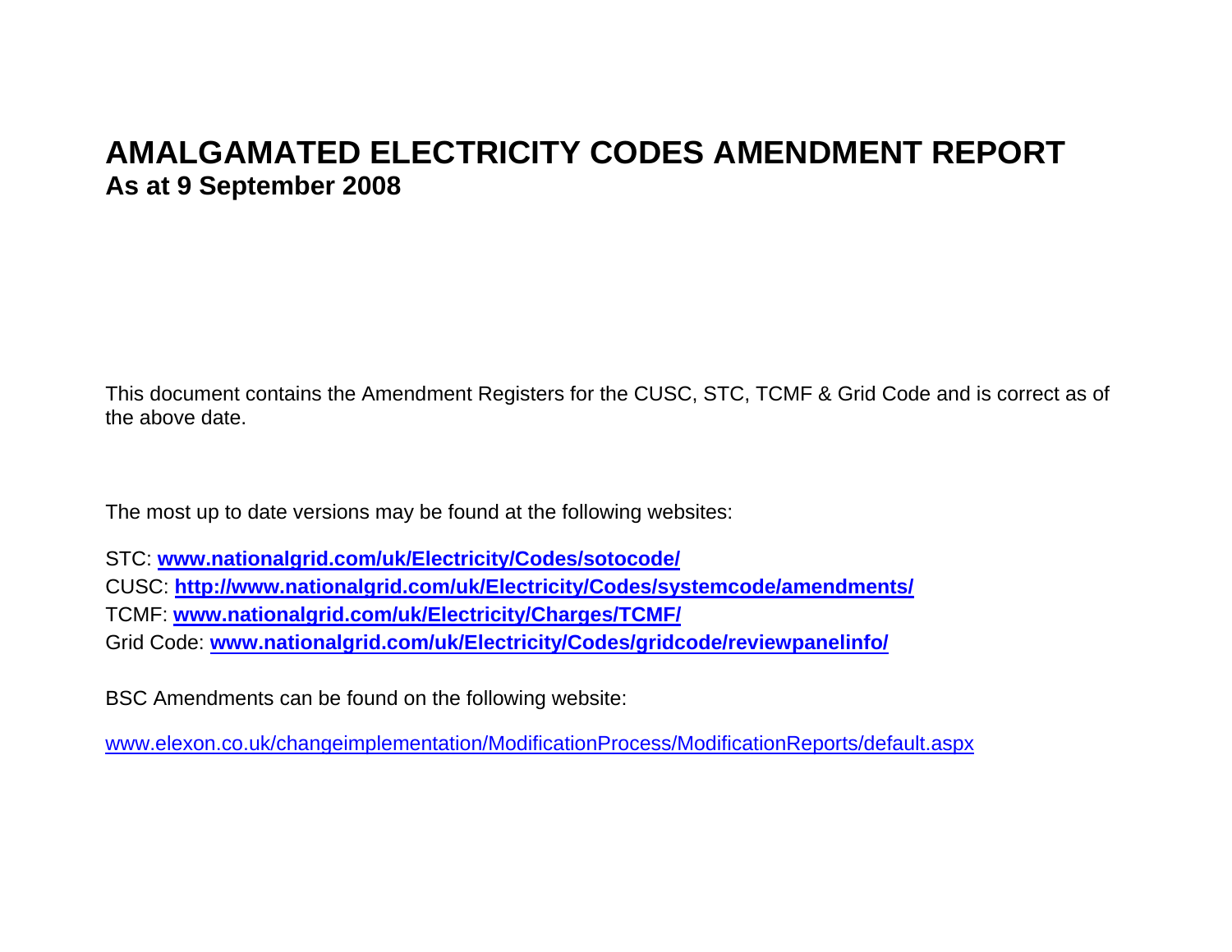# AMALGAMATED ELECTRICITY CODES AMENDMENT REPORT
## As at 9 September 2008

This document contains the Amendment Registers for the CUSC, STC, TCMF & Grid Code and is correct as of the above date.

The most up to date versions may be found at the following websites:

STC: **www.nationalgrid.com/uk/Electricity/Codes/sotocode/**
CUSC: **http://www.nationalgrid.com/uk/Electricity/Codes/systemcode/amendments/**
TCMF: **www.nationalgrid.com/uk/Electricity/Charges/TCMF/**
Grid Code: **www.nationalgrid.com/uk/Electricity/Codes/gridcode/reviewpanelinfo/**

BSC Amendments can be found on the following website:

www.elexon.co.uk/changeimplementation/ModificationProcess/ModificationReports/default.aspx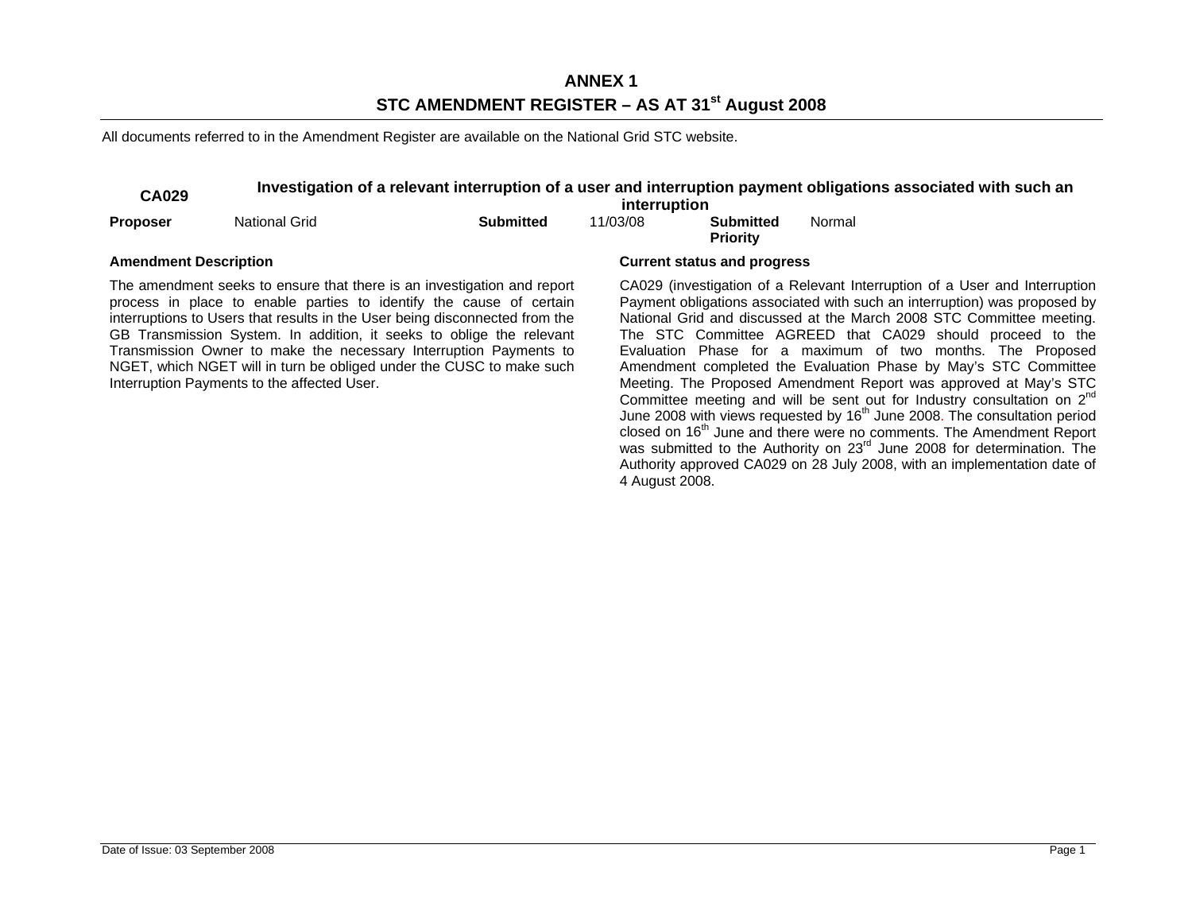# ANNEX 1

## STC AMENDMENT REGISTER – AS AT 31st August 2008

All documents referred to in the Amendment Register are available on the National Grid STC website.

### CA029 — Investigation of a relevant interruption of a user and interruption payment obligations associated with such an interruption

| **Proposer** | National Grid | **Submitted** | 11/03/08 | **Submitted Priority** | Normal |
|---|---|---|---|---|---|

**Amendment Description**

The amendment seeks to ensure that there is an investigation and report process in place to enable parties to identify the cause of certain interruptions to Users that results in the User being disconnected from the GB Transmission System. In addition, it seeks to oblige the relevant Transmission Owner to make the necessary Interruption Payments to NGET, which NGET will in turn be obliged under the CUSC to make such Interruption Payments to the affected User.

**Current status and progress**

CA029 (investigation of a Relevant Interruption of a User and Interruption Payment obligations associated with such an interruption) was proposed by National Grid and discussed at the March 2008 STC Committee meeting. The STC Committee AGREED that CA029 should proceed to the Evaluation Phase for a maximum of two months. The Proposed Amendment completed the Evaluation Phase by May's STC Committee Meeting. The Proposed Amendment Report was approved at May's STC Committee meeting and will be sent out for Industry consultation on 2nd June 2008 with views requested by 16th June 2008. The consultation period closed on 16th June and there were no comments. The Amendment Report was submitted to the Authority on 23rd June 2008 for determination. The Authority approved CA029 on 28 July 2008, with an implementation date of 4 August 2008.

Date of Issue: 03 September 2008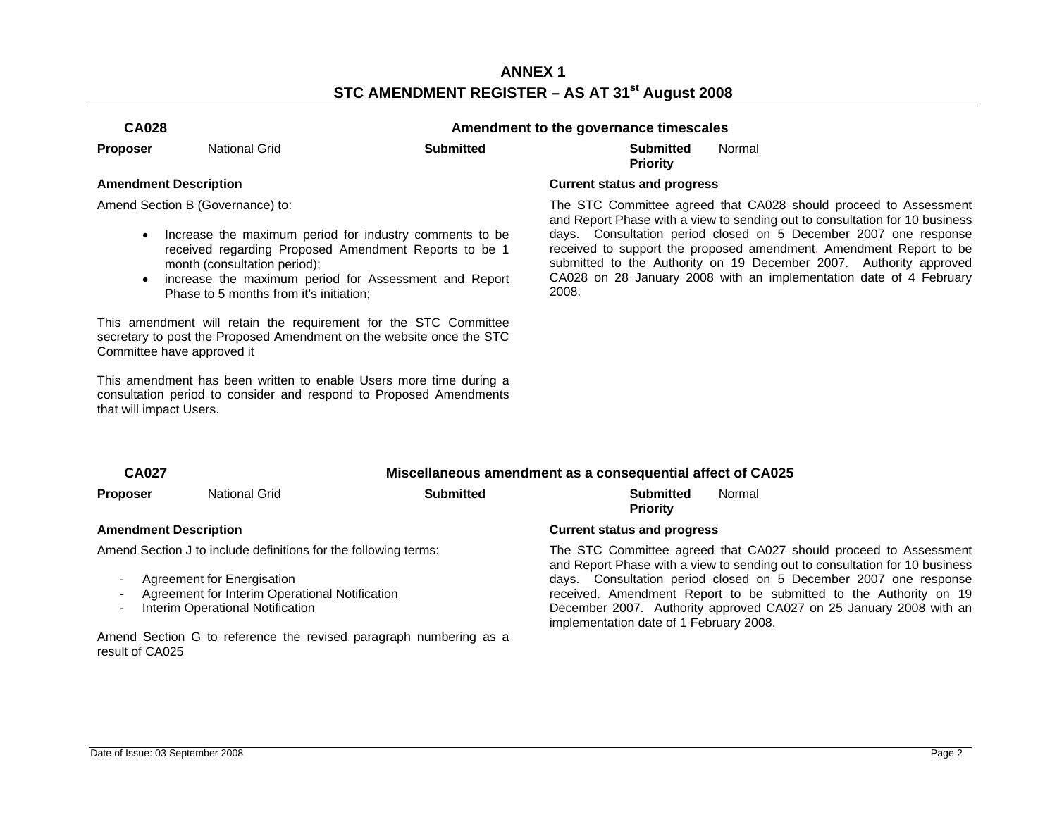# ANNEX 1
## STC AMENDMENT REGISTER – AS AT 31st August 2008

### CA028 — Amendment to the governance timescales

**Proposer** National Grid **Submitted** **Submitted Priority** Normal

**Amendment Description**

Amend Section B (Governance) to:

- Increase the maximum period for industry comments to be received regarding Proposed Amendment Reports to be 1 month (consultation period);
- increase the maximum period for Assessment and Report Phase to 5 months from it's initiation;

This amendment will retain the requirement for the STC Committee secretary to post the Proposed Amendment on the website once the STC Committee have approved it

This amendment has been written to enable Users more time during a consultation period to consider and respond to Proposed Amendments that will impact Users.

**Current status and progress**

The STC Committee agreed that CA028 should proceed to Assessment and Report Phase with a view to sending out to consultation for 10 business days. Consultation period closed on 5 December 2007 one response received to support the proposed amendment. Amendment Report to be submitted to the Authority on 19 December 2007. Authority approved CA028 on 28 January 2008 with an implementation date of 4 February 2008.

### CA027 — Miscellaneous amendment as a consequential affect of CA025

**Proposer** National Grid **Submitted** **Submitted Priority** Normal

**Amendment Description**

Amend Section J to include definitions for the following terms:

- Agreement for Energisation
- Agreement for Interim Operational Notification
- Interim Operational Notification

Amend Section G to reference the revised paragraph numbering as a result of CA025

**Current status and progress**

The STC Committee agreed that CA027 should proceed to Assessment and Report Phase with a view to sending out to consultation for 10 business days. Consultation period closed on 5 December 2007 one response received. Amendment Report to be submitted to the Authority on 19 December 2007. Authority approved CA027 on 25 January 2008 with an implementation date of 1 February 2008.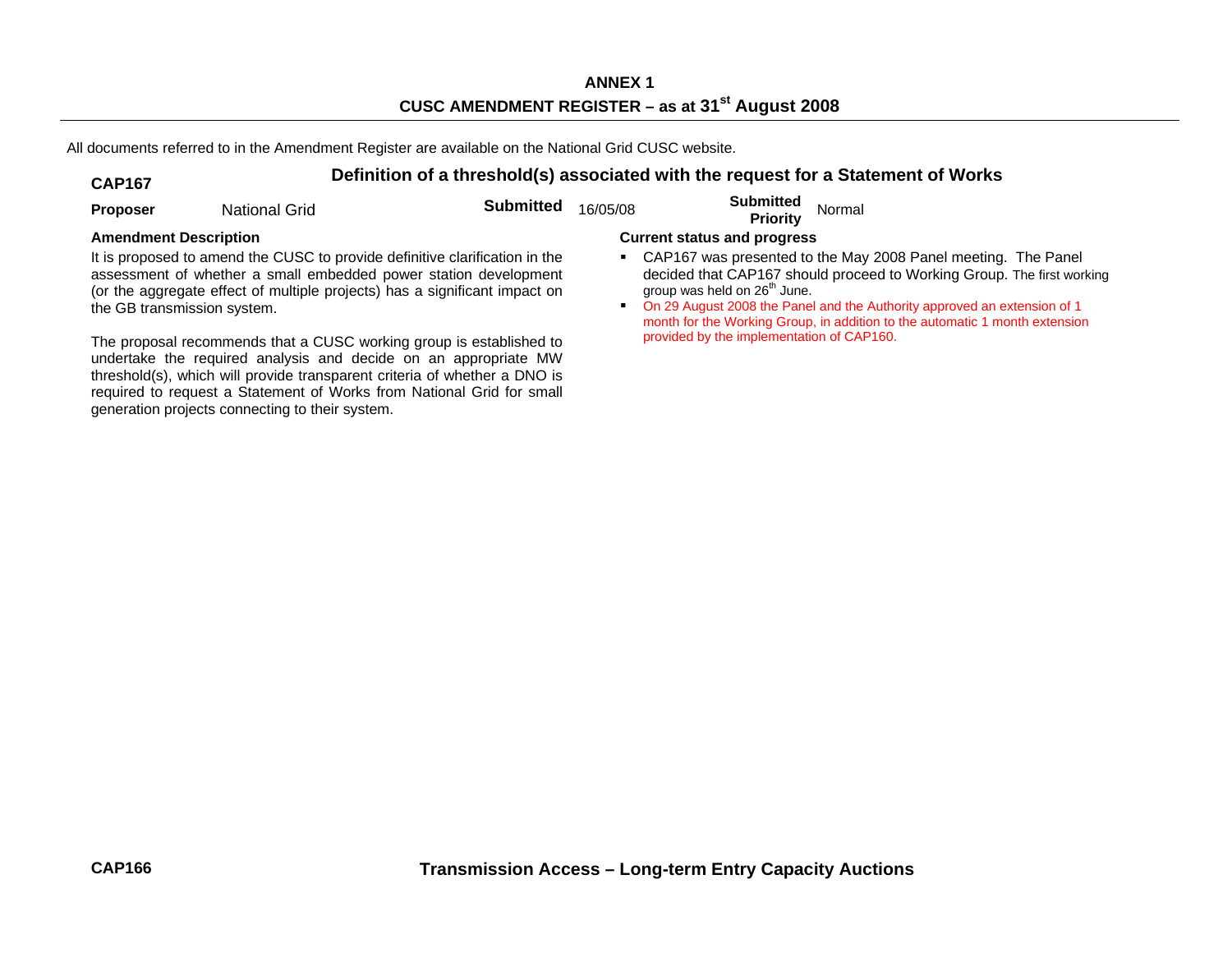**ANNEX 1**

**CUSC AMENDMENT REGISTER – as at 31st August 2008**

All documents referred to in the Amendment Register are available on the National Grid CUSC website.

## CAP167 — Definition of a threshold(s) associated with the request for a Statement of Works

**Proposer** National Grid **Submitted** 16/05/08 **Submitted Priority** Normal

**Amendment Description**

It is proposed to amend the CUSC to provide definitive clarification in the assessment of whether a small embedded power station development (or the aggregate effect of multiple projects) has a significant impact on the GB transmission system.

The proposal recommends that a CUSC working group is established to undertake the required analysis and decide on an appropriate MW threshold(s), which will provide transparent criteria of whether a DNO is required to request a Statement of Works from National Grid for small generation projects connecting to their system.

**Current status and progress**

- CAP167 was presented to the May 2008 Panel meeting. The Panel decided that CAP167 should proceed to Working Group. The first working group was held on 26th June.
- On 29 August 2008 the Panel and the Authority approved an extension of 1 month for the Working Group, in addition to the automatic 1 month extension provided by the implementation of CAP160.

## CAP166 — Transmission Access – Long-term Entry Capacity Auctions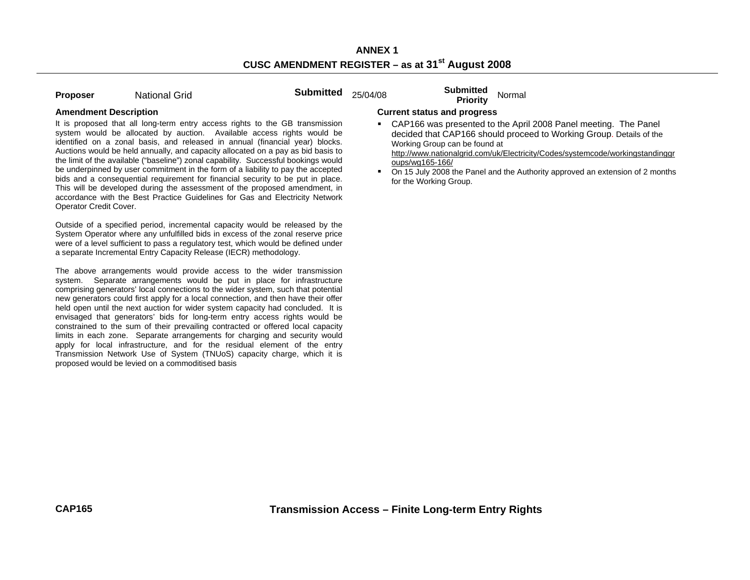**ANNEX 1**

**CUSC AMENDMENT REGISTER – as at 31st August 2008**

| **Proposer** | National Grid | **Submitted** | 25/04/08 | **Submitted Priority** | Normal |
|---|---|---|---|---|---|

**Amendment Description**

It is proposed that all long-term entry access rights to the GB transmission system would be allocated by auction. Available access rights would be identified on a zonal basis, and released in annual (financial year) blocks. Auctions would be held annually, and capacity allocated on a pay as bid basis to the limit of the available ("baseline") zonal capability. Successful bookings would be underpinned by user commitment in the form of a liability to pay the accepted bids and a consequential requirement for financial security to be put in place. This will be developed during the assessment of the proposed amendment, in accordance with the Best Practice Guidelines for Gas and Electricity Network Operator Credit Cover.

Outside of a specified period, incremental capacity would be released by the System Operator where any unfulfilled bids in excess of the zonal reserve price were of a level sufficient to pass a regulatory test, which would be defined under a separate Incremental Entry Capacity Release (IECR) methodology.

The above arrangements would provide access to the wider transmission system. Separate arrangements would be put in place for infrastructure comprising generators' local connections to the wider system, such that potential new generators could first apply for a local connection, and then have their offer held open until the next auction for wider system capacity had concluded. It is envisaged that generators' bids for long-term entry access rights would be constrained to the sum of their prevailing contracted or offered local capacity limits in each zone. Separate arrangements for charging and security would apply for local infrastructure, and for the residual element of the entry Transmission Network Use of System (TNUoS) capacity charge, which it is proposed would be levied on a commoditised basis

**Current status and progress**

- CAP166 was presented to the April 2008 Panel meeting. The Panel decided that CAP166 should proceed to Working Group. Details of the Working Group can be found at http://www.nationalgrid.com/uk/Electricity/Codes/systemcode/workingstandinggroups/wg165-166/
- On 15 July 2008 the Panel and the Authority approved an extension of 2 months for the Working Group.

**CAP165** **Transmission Access – Finite Long-term Entry Rights**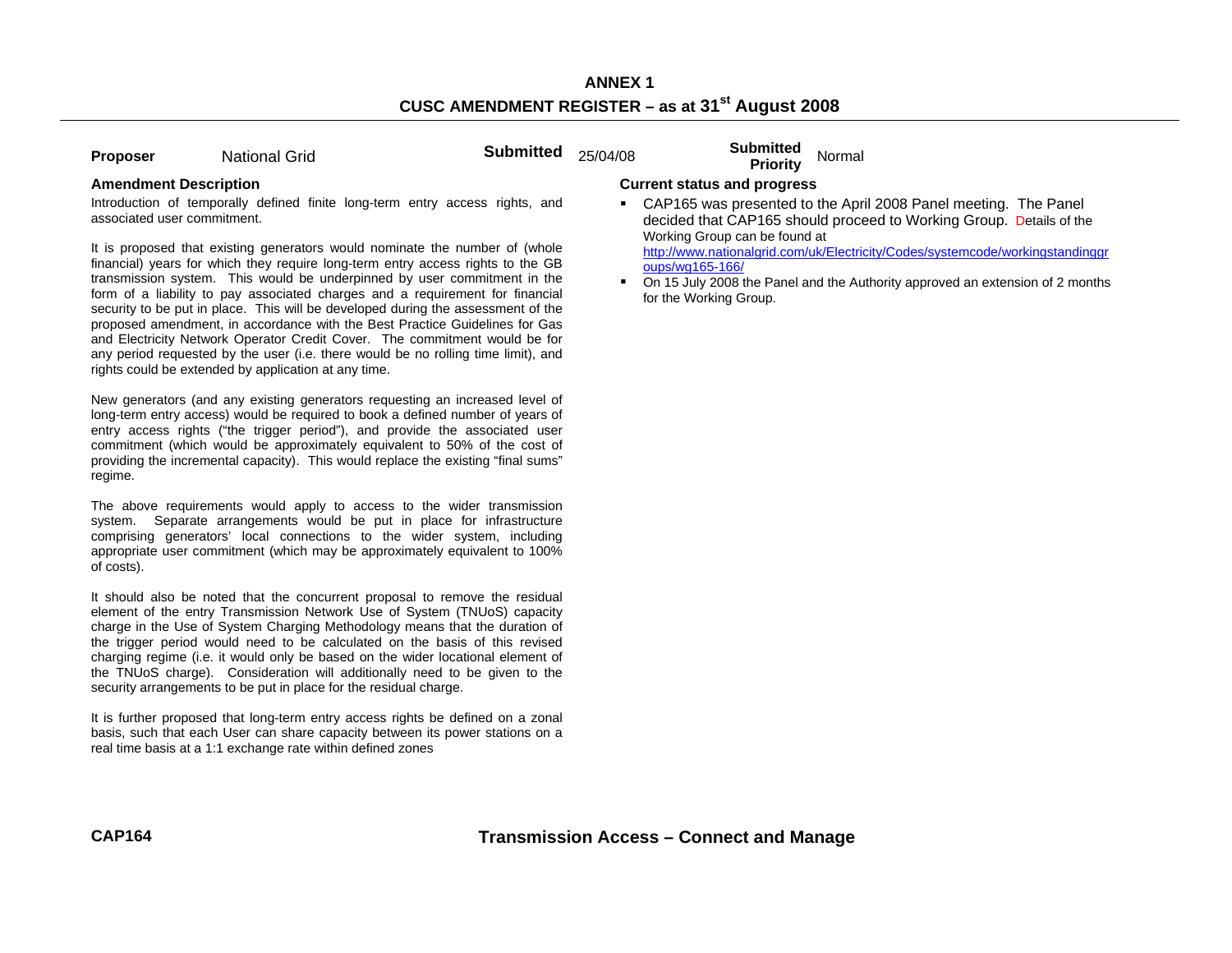## ANNEX 1
## CUSC AMENDMENT REGISTER – as at 31st August 2008

**Proposer** National Grid **Submitted** 25/04/08 **Submitted Priority** Normal

### Amendment Description

Introduction of temporally defined finite long-term entry access rights, and associated user commitment.

It is proposed that existing generators would nominate the number of (whole financial) years for which they require long-term entry access rights to the GB transmission system. This would be underpinned by user commitment in the form of a liability to pay associated charges and a requirement for financial security to be put in place. This will be developed during the assessment of the proposed amendment, in accordance with the Best Practice Guidelines for Gas and Electricity Network Operator Credit Cover. The commitment would be for any period requested by the user (i.e. there would be no rolling time limit), and rights could be extended by application at any time.

New generators (and any existing generators requesting an increased level of long-term entry access) would be required to book a defined number of years of entry access rights ("the trigger period"), and provide the associated user commitment (which would be approximately equivalent to 50% of the cost of providing the incremental capacity). This would replace the existing "final sums" regime.

The above requirements would apply to access to the wider transmission system. Separate arrangements would be put in place for infrastructure comprising generators' local connections to the wider system, including appropriate user commitment (which may be approximately equivalent to 100% of costs).

It should also be noted that the concurrent proposal to remove the residual element of the entry Transmission Network Use of System (TNUoS) capacity charge in the Use of System Charging Methodology means that the duration of the trigger period would need to be calculated on the basis of this revised charging regime (i.e. it would only be based on the wider locational element of the TNUoS charge). Consideration will additionally need to be given to the security arrangements to be put in place for the residual charge.

It is further proposed that long-term entry access rights be defined on a zonal basis, such that each User can share capacity between its power stations on a real time basis at a 1:1 exchange rate within defined zones

### Current status and progress

- CAP165 was presented to the April 2008 Panel meeting. The Panel decided that CAP165 should proceed to Working Group. Details of the Working Group can be found at http://www.nationalgrid.com/uk/Electricity/Codes/systemcode/workingstandinggroups/wg165-166/
- On 15 July 2008 the Panel and the Authority approved an extension of 2 months for the Working Group.

**CAP164** **Transmission Access – Connect and Manage**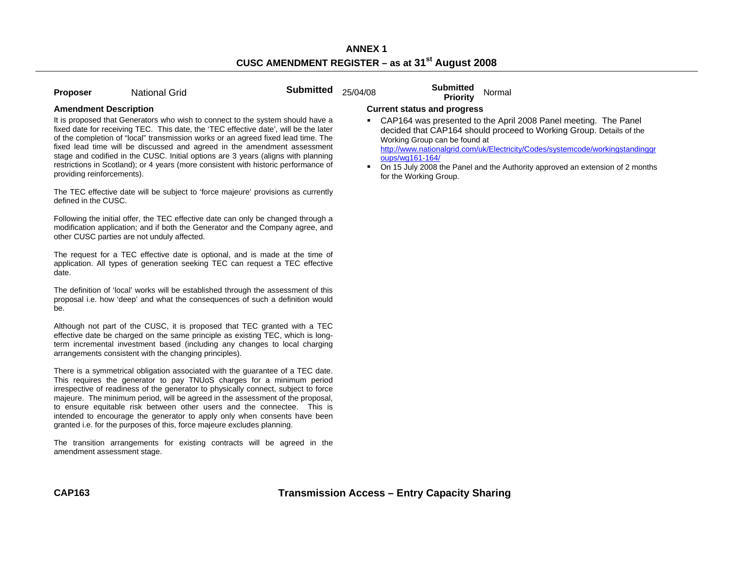# ANNEX 1

## CUSC AMENDMENT REGISTER – as at 31st August 2008

**Proposer** National Grid **Submitted** 25/04/08 **Submitted Priority** Normal

**Amendment Description**

It is proposed that Generators who wish to connect to the system should have a fixed date for receiving TEC. This date, the 'TEC effective date', will be the later of the completion of "local" transmission works or an agreed fixed lead time. The fixed lead time will be discussed and agreed in the amendment assessment stage and codified in the CUSC. Initial options are 3 years (aligns with planning restrictions in Scotland); or 4 years (more consistent with historic performance of providing reinforcements).

The TEC effective date will be subject to 'force majeure' provisions as currently defined in the CUSC.

Following the initial offer, the TEC effective date can only be changed through a modification application; and if both the Generator and the Company agree, and other CUSC parties are not unduly affected.

The request for a TEC effective date is optional, and is made at the time of application. All types of generation seeking TEC can request a TEC effective date.

The definition of 'local' works will be established through the assessment of this proposal i.e. how 'deep' and what the consequences of such a definition would be.

Although not part of the CUSC, it is proposed that TEC granted with a TEC effective date be charged on the same principle as existing TEC, which is long-term incremental investment based (including any changes to local charging arrangements consistent with the changing principles).

There is a symmetrical obligation associated with the guarantee of a TEC date. This requires the generator to pay TNUoS charges for a minimum period irrespective of readiness of the generator to physically connect, subject to force majeure. The minimum period, will be agreed in the assessment of the proposal, to ensure equitable risk between other users and the connectee. This is intended to encourage the generator to apply only when consents have been granted i.e. for the purposes of this, force majeure excludes planning.

The transition arrangements for existing contracts will be agreed in the amendment assessment stage.

**Current status and progress**

- CAP164 was presented to the April 2008 Panel meeting. The Panel decided that CAP164 should proceed to Working Group. Details of the Working Group can be found at http://www.nationalgrid.com/uk/Electricity/Codes/systemcode/workingstandinggroups/wg161-164/
- On 15 July 2008 the Panel and the Authority approved an extension of 2 months for the Working Group.

**CAP163** **Transmission Access – Entry Capacity Sharing**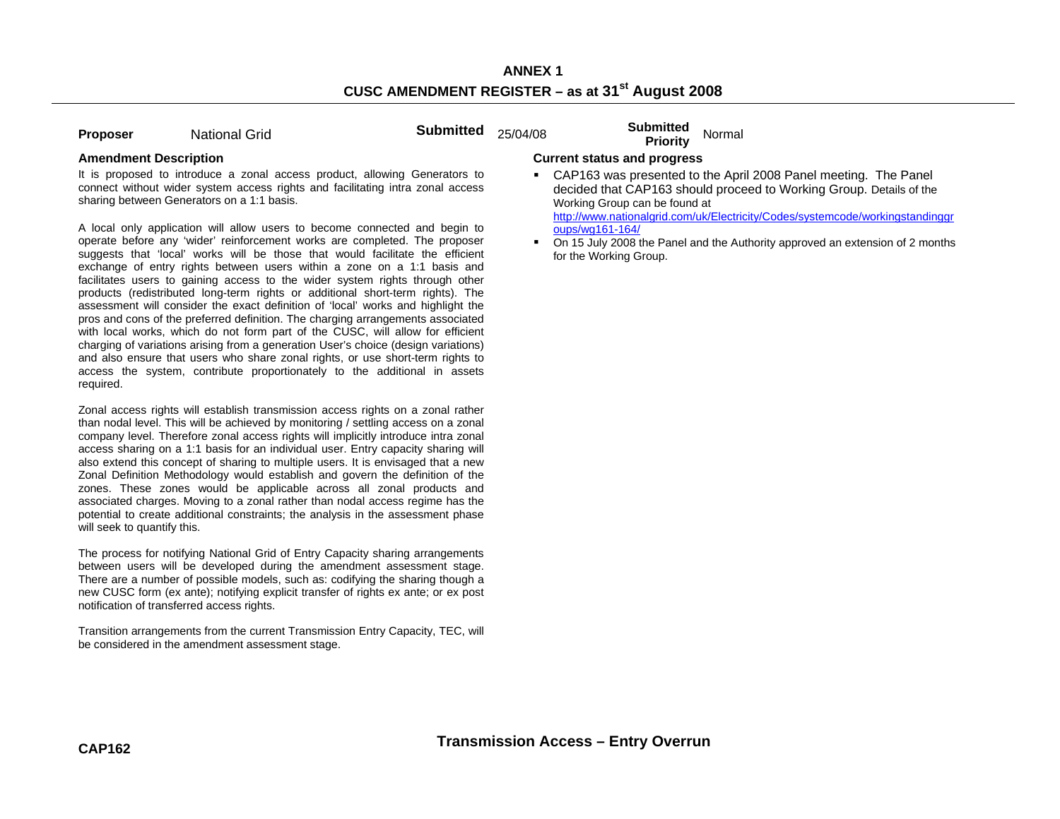# ANNEX 1

## CUSC AMENDMENT REGISTER – as at 31st August 2008

**Proposer** National Grid **Submitted** 25/04/08 **Submitted Priority** Normal

### Amendment Description

It is proposed to introduce a zonal access product, allowing Generators to connect without wider system access rights and facilitating intra zonal access sharing between Generators on a 1:1 basis.

A local only application will allow users to become connected and begin to operate before any 'wider' reinforcement works are completed. The proposer suggests that 'local' works will be those that would facilitate the efficient exchange of entry rights between users within a zone on a 1:1 basis and facilitates users to gaining access to the wider system rights through other products (redistributed long-term rights or additional short-term rights). The assessment will consider the exact definition of 'local' works and highlight the pros and cons of the preferred definition. The charging arrangements associated with local works, which do not form part of the CUSC, will allow for efficient charging of variations arising from a generation User's choice (design variations) and also ensure that users who share zonal rights, or use short-term rights to access the system, contribute proportionately to the additional in assets required.

Zonal access rights will establish transmission access rights on a zonal rather than nodal level. This will be achieved by monitoring / settling access on a zonal company level. Therefore zonal access rights will implicitly introduce intra zonal access sharing on a 1:1 basis for an individual user. Entry capacity sharing will also extend this concept of sharing to multiple users. It is envisaged that a new Zonal Definition Methodology would establish and govern the definition of the zones. These zones would be applicable across all zonal products and associated charges. Moving to a zonal rather than nodal access regime has the potential to create additional constraints; the analysis in the assessment phase will seek to quantify this.

The process for notifying National Grid of Entry Capacity sharing arrangements between users will be developed during the amendment assessment stage. There are a number of possible models, such as: codifying the sharing though a new CUSC form (ex ante); notifying explicit transfer of rights ex ante; or ex post notification of transferred access rights.

Transition arrangements from the current Transmission Entry Capacity, TEC, will be considered in the amendment assessment stage.

### Current status and progress

- CAP163 was presented to the April 2008 Panel meeting. The Panel decided that CAP163 should proceed to Working Group. Details of the Working Group can be found at http://www.nationalgrid.com/uk/Electricity/Codes/systemcode/workingstandinggroups/wg161-164/
- On 15 July 2008 the Panel and the Authority approved an extension of 2 months for the Working Group.

**CAP162** **Transmission Access – Entry Overrun**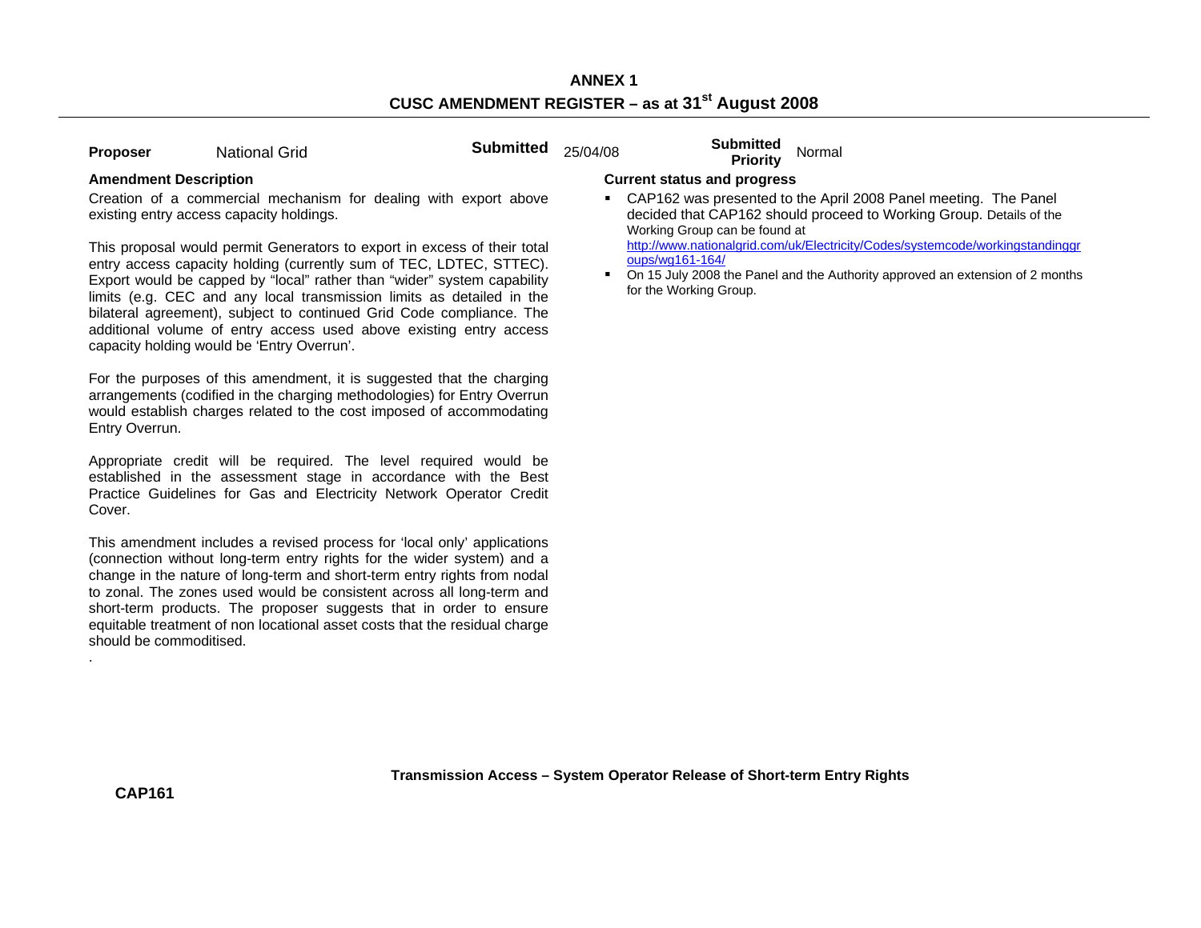**ANNEX 1**

**CUSC AMENDMENT REGISTER – as at 31st August 2008**

| **Proposer** | National Grid | **Submitted** | 25/04/08 | **Submitted Priority** | Normal |
|---|---|---|---|---|---|

**Amendment Description**

Creation of a commercial mechanism for dealing with export above existing entry access capacity holdings.

This proposal would permit Generators to export in excess of their total entry access capacity holding (currently sum of TEC, LDTEC, STTEC). Export would be capped by "local" rather than "wider" system capability limits (e.g. CEC and any local transmission limits as detailed in the bilateral agreement), subject to continued Grid Code compliance. The additional volume of entry access used above existing entry access capacity holding would be 'Entry Overrun'.

For the purposes of this amendment, it is suggested that the charging arrangements (codified in the charging methodologies) for Entry Overrun would establish charges related to the cost imposed of accommodating Entry Overrun.

Appropriate credit will be required. The level required would be established in the assessment stage in accordance with the Best Practice Guidelines for Gas and Electricity Network Operator Credit Cover.

This amendment includes a revised process for 'local only' applications (connection without long-term entry rights for the wider system) and a change in the nature of long-term and short-term entry rights from nodal to zonal. The zones used would be consistent across all long-term and short-term products. The proposer suggests that in order to ensure equitable treatment of non locational asset costs that the residual charge should be commoditised.

.

**Current status and progress**

- CAP162 was presented to the April 2008 Panel meeting. The Panel decided that CAP162 should proceed to Working Group. Details of the Working Group can be found at http://www.nationalgrid.com/uk/Electricity/Codes/systemcode/workingstandinggroups/wg161-164/
- On 15 July 2008 the Panel and the Authority approved an extension of 2 months for the Working Group.

**CAP161** **Transmission Access – System Operator Release of Short-term Entry Rights**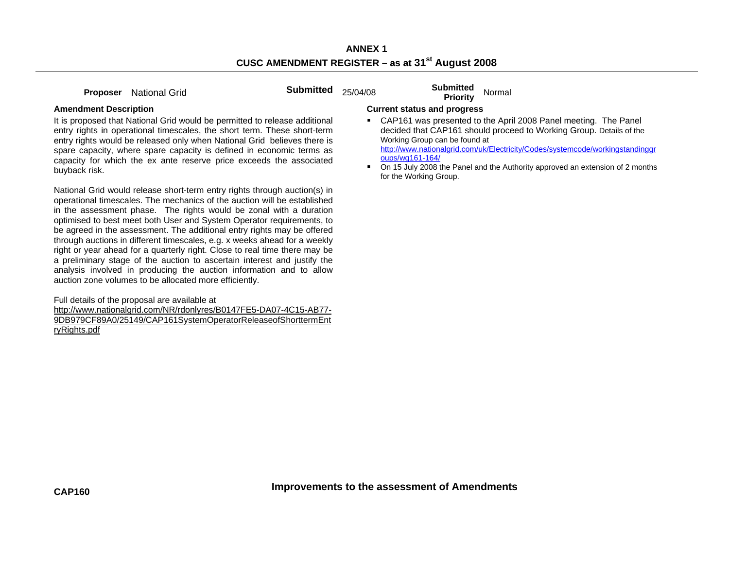**ANNEX 1**

**CUSC AMENDMENT REGISTER – as at 31st August 2008**

| **Proposer** | National Grid | **Submitted** | 25/04/08 | **Submitted Priority** | Normal |
|---|---|---|---|---|---|

**Amendment Description**

It is proposed that National Grid would be permitted to release additional entry rights in operational timescales, the short term. These short-term entry rights would be released only when National Grid believes there is spare capacity, where spare capacity is defined in economic terms as capacity for which the ex ante reserve price exceeds the associated buyback risk.

National Grid would release short-term entry rights through auction(s) in operational timescales. The mechanics of the auction will be established in the assessment phase. The rights would be zonal with a duration optimised to best meet both User and System Operator requirements, to be agreed in the assessment. The additional entry rights may be offered through auctions in different timescales, e.g. x weeks ahead for a weekly right or year ahead for a quarterly right. Close to real time there may be a preliminary stage of the auction to ascertain interest and justify the analysis involved in producing the auction information and to allow auction zone volumes to be allocated more efficiently.

Full details of the proposal are available at http://www.nationalgrid.com/NR/rdonlyres/B0147FE5-DA07-4C15-AB77-9DB979CF89A0/25149/CAP161SystemOperatorReleaseofShorttermEntryRights.pdf

**Current status and progress**

- CAP161 was presented to the April 2008 Panel meeting. The Panel decided that CAP161 should proceed to Working Group. Details of the Working Group can be found at http://www.nationalgrid.com/uk/Electricity/Codes/systemcode/workingstandinggroups/wg161-164/
- On 15 July 2008 the Panel and the Authority approved an extension of 2 months for the Working Group.

**CAP160** **Improvements to the assessment of Amendments**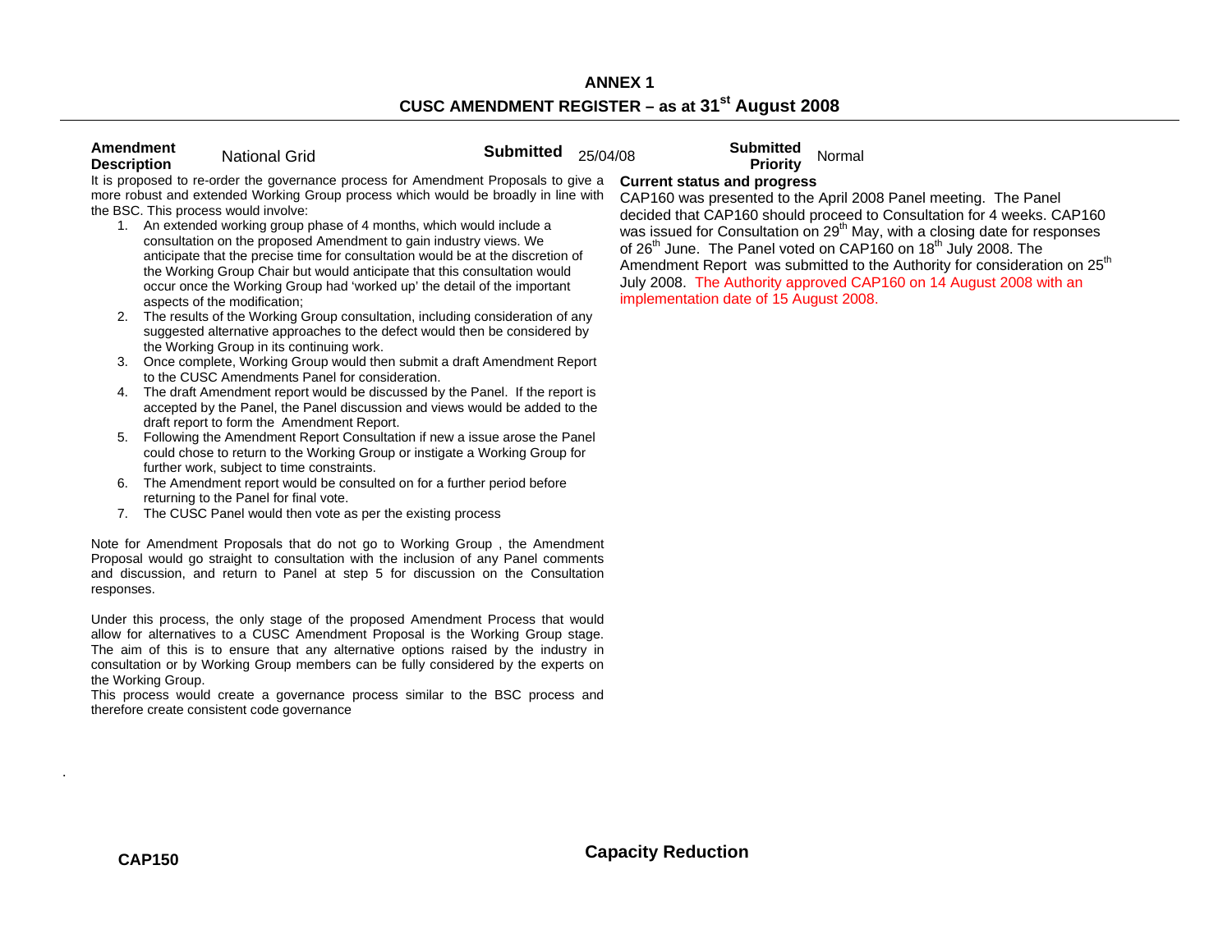## ANNEX 1

## CUSC AMENDMENT REGISTER – as at 31st August 2008

**Amendment Description** National Grid **Submitted** 25/04/08 **Submitted Priority** Normal

It is proposed to re-order the governance process for Amendment Proposals to give a more robust and extended Working Group process which would be broadly in line with the BSC. This process would involve:

1. An extended working group phase of 4 months, which would include a consultation on the proposed Amendment to gain industry views. We anticipate that the precise time for consultation would be at the discretion of the Working Group Chair but would anticipate that this consultation would occur once the Working Group had 'worked up' the detail of the important aspects of the modification;
2. The results of the Working Group consultation, including consideration of any suggested alternative approaches to the defect would then be considered by the Working Group in its continuing work.
3. Once complete, Working Group would then submit a draft Amendment Report to the CUSC Amendments Panel for consideration.
4. The draft Amendment report would be discussed by the Panel. If the report is accepted by the Panel, the Panel discussion and views would be added to the draft report to form the Amendment Report.
5. Following the Amendment Report Consultation if new a issue arose the Panel could chose to return to the Working Group or instigate a Working Group for further work, subject to time constraints.
6. The Amendment report would be consulted on for a further period before returning to the Panel for final vote.
7. The CUSC Panel would then vote as per the existing process

Note for Amendment Proposals that do not go to Working Group , the Amendment Proposal would go straight to consultation with the inclusion of any Panel comments and discussion, and return to Panel at step 5 for discussion on the Consultation responses.

Under this process, the only stage of the proposed Amendment Process that would allow for alternatives to a CUSC Amendment Proposal is the Working Group stage. The aim of this is to ensure that any alternative options raised by the industry in consultation or by Working Group members can be fully considered by the experts on the Working Group.

This process would create a governance process similar to the BSC process and therefore create consistent code governance

**Current status and progress**

CAP160 was presented to the April 2008 Panel meeting. The Panel decided that CAP160 should proceed to Consultation for 4 weeks. CAP160 was issued for Consultation on 29th May, with a closing date for responses of 26th June. The Panel voted on CAP160 on 18th July 2008. The Amendment Report was submitted to the Authority for consideration on 25th July 2008. The Authority approved CAP160 on 14 August 2008 with an implementation date of 15 August 2008.

.

**CAP150** **Capacity Reduction**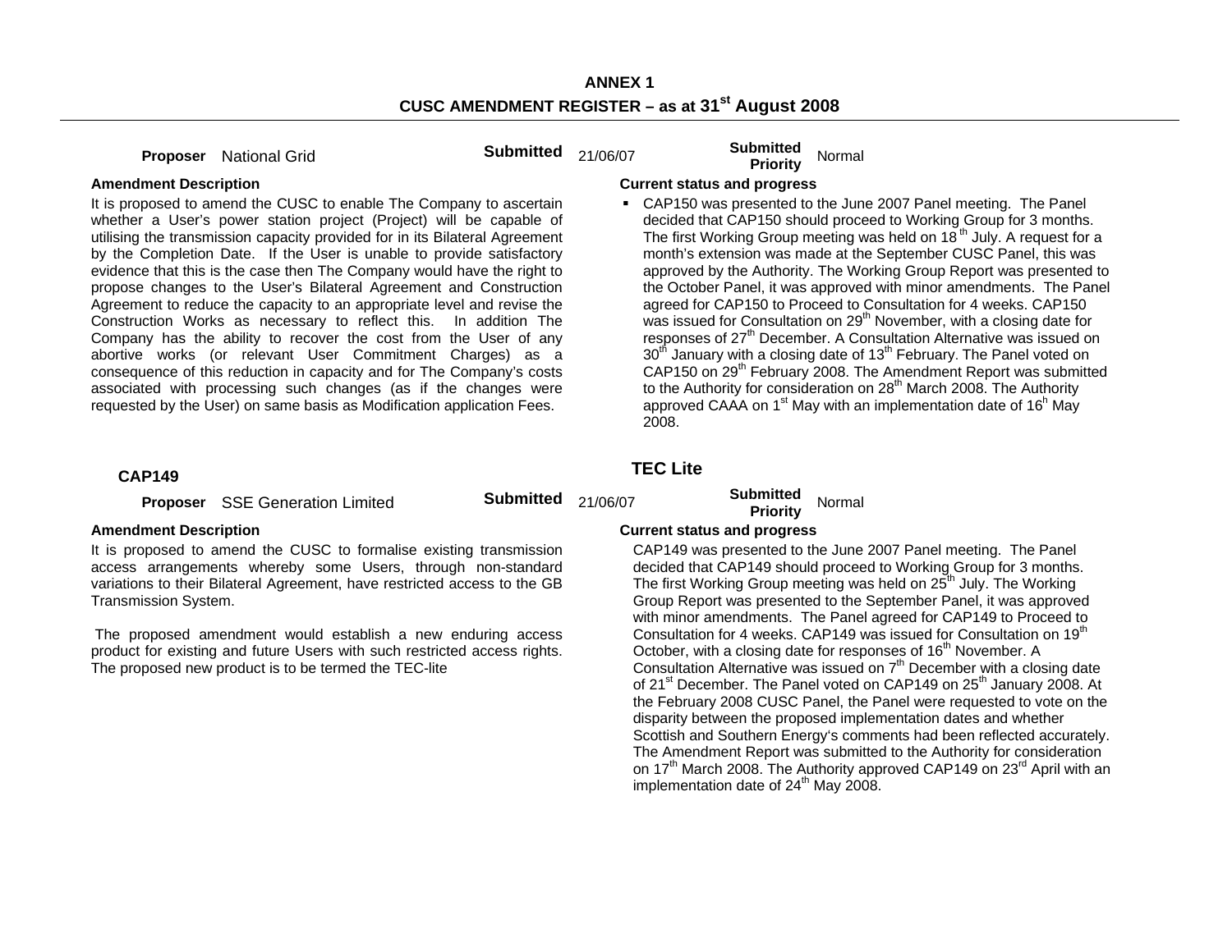**ANNEX 1**

**CUSC AMENDMENT REGISTER – as at 31st August 2008**

**Proposer** National Grid | **Submitted** 21/06/07 | **Submitted Priority** Normal

**Amendment Description**

It is proposed to amend the CUSC to enable The Company to ascertain whether a User's power station project (Project) will be capable of utilising the transmission capacity provided for in its Bilateral Agreement by the Completion Date. If the User is unable to provide satisfactory evidence that this is the case then The Company would have the right to propose changes to the User's Bilateral Agreement and Construction Agreement to reduce the capacity to an appropriate level and revise the Construction Works as necessary to reflect this. In addition The Company has the ability to recover the cost from the User of any abortive works (or relevant User Commitment Charges) as a consequence of this reduction in capacity and for The Company's costs associated with processing such changes (as if the changes were requested by the User) on same basis as Modification application Fees.

**Current status and progress**

- CAP150 was presented to the June 2007 Panel meeting. The Panel decided that CAP150 should proceed to Working Group for 3 months. The first Working Group meeting was held on 18th July. A request for a month's extension was made at the September CUSC Panel, this was approved by the Authority. The Working Group Report was presented to the October Panel, it was approved with minor amendments. The Panel agreed for CAP150 to Proceed to Consultation for 4 weeks. CAP150 was issued for Consultation on 29th November, with a closing date for responses of 27th December. A Consultation Alternative was issued on 30th January with a closing date of 13th February. The Panel voted on CAP150 on 29th February 2008. The Amendment Report was submitted to the Authority for consideration on 28th March 2008. The Authority approved CAAA on 1st May with an implementation date of 16h May 2008.

## CAP149 — TEC Lite

**Proposer** SSE Generation Limited | **Submitted** 21/06/07 | **Submitted Priority** Normal

**Amendment Description**

It is proposed to amend the CUSC to formalise existing transmission access arrangements whereby some Users, through non-standard variations to their Bilateral Agreement, have restricted access to the GB Transmission System.

The proposed amendment would establish a new enduring access product for existing and future Users with such restricted access rights. The proposed new product is to be termed the TEC-lite

**Current status and progress**

CAP149 was presented to the June 2007 Panel meeting. The Panel decided that CAP149 should proceed to Working Group for 3 months. The first Working Group meeting was held on 25th July. The Working Group Report was presented to the September Panel, it was approved with minor amendments. The Panel agreed for CAP149 to Proceed to Consultation for 4 weeks. CAP149 was issued for Consultation on 19th October, with a closing date for responses of 16th November. A Consultation Alternative was issued on 7th December with a closing date of 21st December. The Panel voted on CAP149 on 25th January 2008. At the February 2008 CUSC Panel, the Panel were requested to vote on the disparity between the proposed implementation dates and whether Scottish and Southern Energy's comments had been reflected accurately. The Amendment Report was submitted to the Authority for consideration on 17th March 2008. The Authority approved CAP149 on 23rd April with an implementation date of 24th May 2008.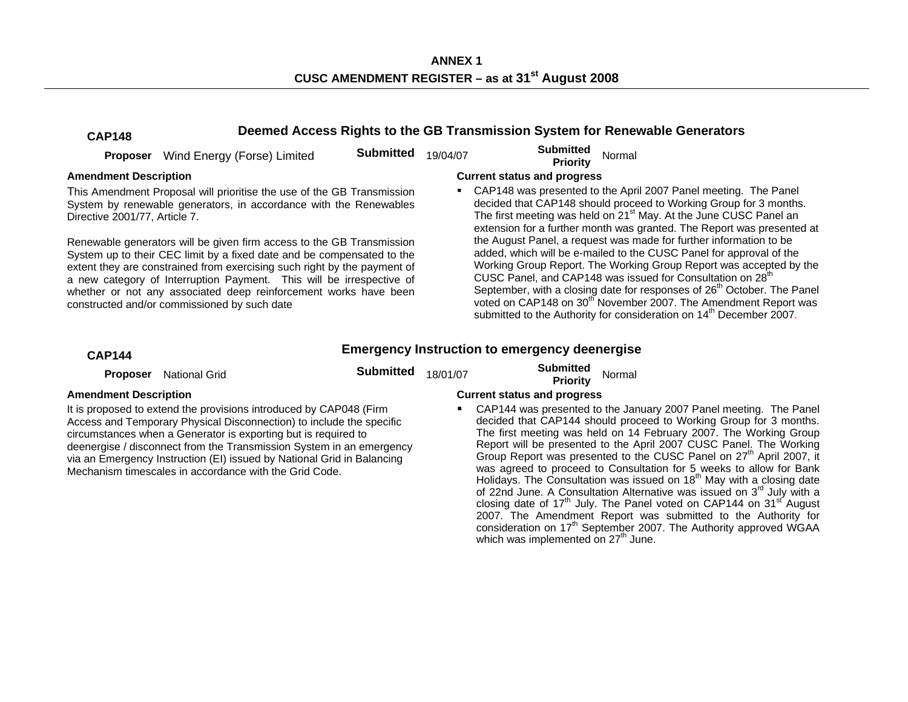**ANNEX 1**

**CUSC AMENDMENT REGISTER – as at 31st August 2008**

---

## CAP148

### Deemed Access Rights to the GB Transmission System for Renewable Generators

**Proposer** Wind Energy (Forse) Limited **Submitted** 19/04/07 **Submitted Priority** Normal

**Amendment Description**

This Amendment Proposal will prioritise the use of the GB Transmission System by renewable generators, in accordance with the Renewables Directive 2001/77, Article 7.

Renewable generators will be given firm access to the GB Transmission System up to their CEC limit by a fixed date and be compensated to the extent they are constrained from exercising such right by the payment of a new category of Interruption Payment. This will be irrespective of whether or not any associated deep reinforcement works have been constructed and/or commissioned by such date

**Current status and progress**

- CAP148 was presented to the April 2007 Panel meeting. The Panel decided that CAP148 should proceed to Working Group for 3 months. The first meeting was held on 21st May. At the June CUSC Panel an extension for a further month was granted. The Report was presented at the August Panel, a request was made for further information to be added, which will be e-mailed to the CUSC Panel for approval of the Working Group Report. The Working Group Report was accepted by the CUSC Panel, and CAP148 was issued for Consultation on 28th September, with a closing date for responses of 26th October. The Panel voted on CAP148 on 30th November 2007. The Amendment Report was submitted to the Authority for consideration on 14th December 2007.

## CAP144

### Emergency Instruction to emergency deenergise

**Proposer** National Grid **Submitted** 18/01/07 **Submitted Priority** Normal

**Amendment Description**

It is proposed to extend the provisions introduced by CAP048 (Firm Access and Temporary Physical Disconnection) to include the specific circumstances when a Generator is exporting but is required to deenergise / disconnect from the Transmission System in an emergency via an Emergency Instruction (EI) issued by National Grid in Balancing Mechanism timescales in accordance with the Grid Code.

**Current status and progress**

- CAP144 was presented to the January 2007 Panel meeting. The Panel decided that CAP144 should proceed to Working Group for 3 months. The first meeting was held on 14 February 2007. The Working Group Report will be presented to the April 2007 CUSC Panel. The Working Group Report was presented to the CUSC Panel on 27th April 2007, it was agreed to proceed to Consultation for 5 weeks to allow for Bank Holidays. The Consultation was issued on 18th May with a closing date of 22nd June. A Consultation Alternative was issued on 3rd July with a closing date of 17th July. The Panel voted on CAP144 on 31st August 2007. The Amendment Report was submitted to the Authority for consideration on 17th September 2007. The Authority approved WGAA which was implemented on 27th June.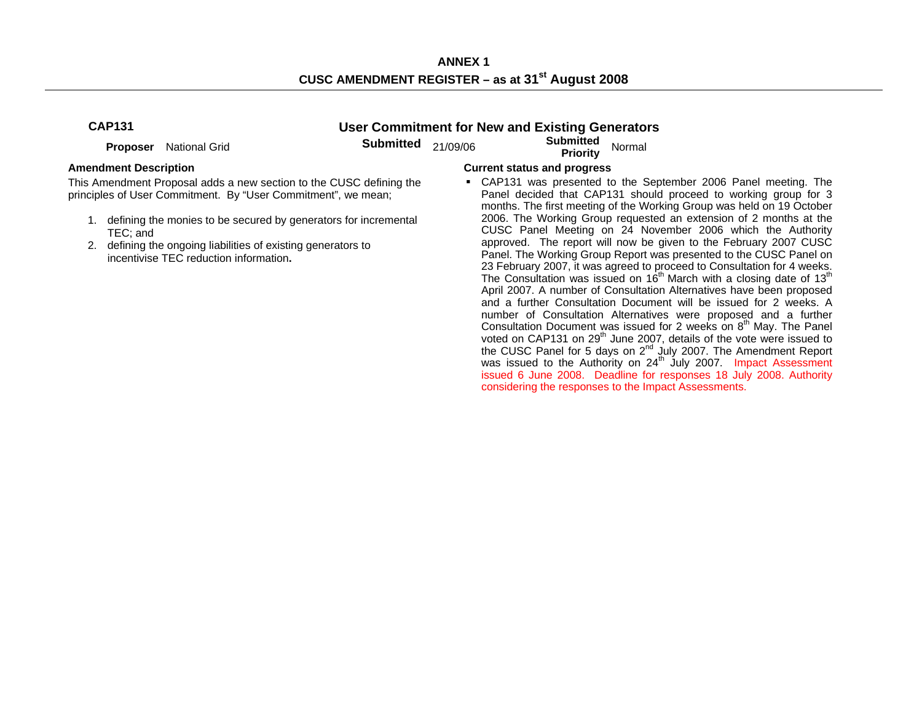**ANNEX 1**

**CUSC AMENDMENT REGISTER – as at 31st August 2008**

### CAP131 — User Commitment for New and Existing Generators

**Proposer** National Grid

**Submitted** 21/09/06

**Submitted Priority** Normal

**Amendment Description**

This Amendment Proposal adds a new section to the CUSC defining the principles of User Commitment. By "User Commitment", we mean;

1. defining the monies to be secured by generators for incremental TEC; and
2. defining the ongoing liabilities of existing generators to incentivise TEC reduction information**.**

**Current status and progress**

- CAP131 was presented to the September 2006 Panel meeting. The Panel decided that CAP131 should proceed to working group for 3 months. The first meeting of the Working Group was held on 19 October 2006. The Working Group requested an extension of 2 months at the CUSC Panel Meeting on 24 November 2006 which the Authority approved. The report will now be given to the February 2007 CUSC Panel. The Working Group Report was presented to the CUSC Panel on 23 February 2007, it was agreed to proceed to Consultation for 4 weeks. The Consultation was issued on 16th March with a closing date of 13th April 2007. A number of Consultation Alternatives have been proposed and a further Consultation Document will be issued for 2 weeks. A number of Consultation Alternatives were proposed and a further Consultation Document was issued for 2 weeks on 8th May. The Panel voted on CAP131 on 29th June 2007, details of the vote were issued to the CUSC Panel for 5 days on 2nd July 2007. The Amendment Report was issued to the Authority on 24th July 2007. Impact Assessment issued 6 June 2008. Deadline for responses 18 July 2008. Authority considering the responses to the Impact Assessments.